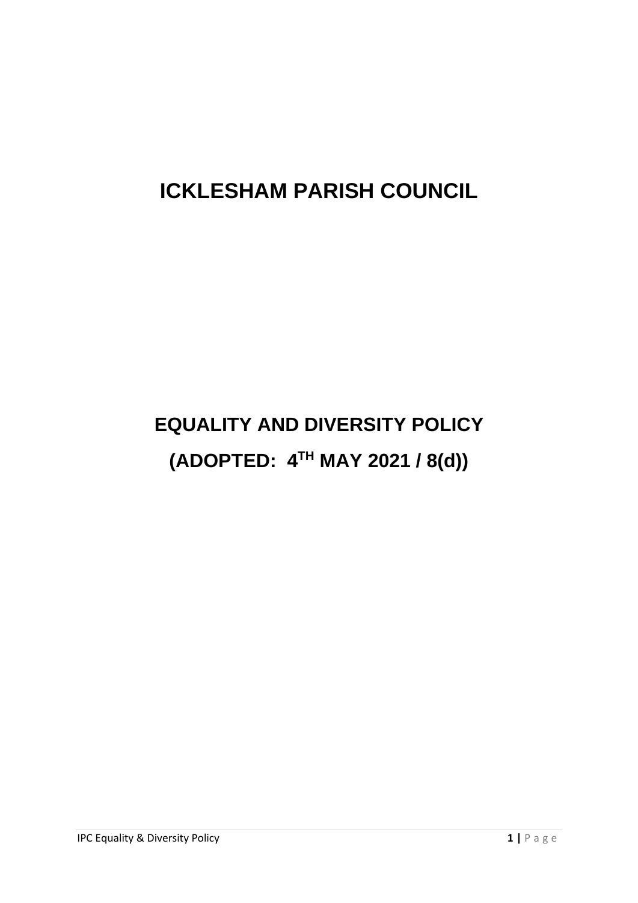# ICKLESHAM PARISH COUNCIL

## EQUALITY AND DIVERSITY POLICY

## (ADOPTED: 4TH MAY 2021 / 8(d))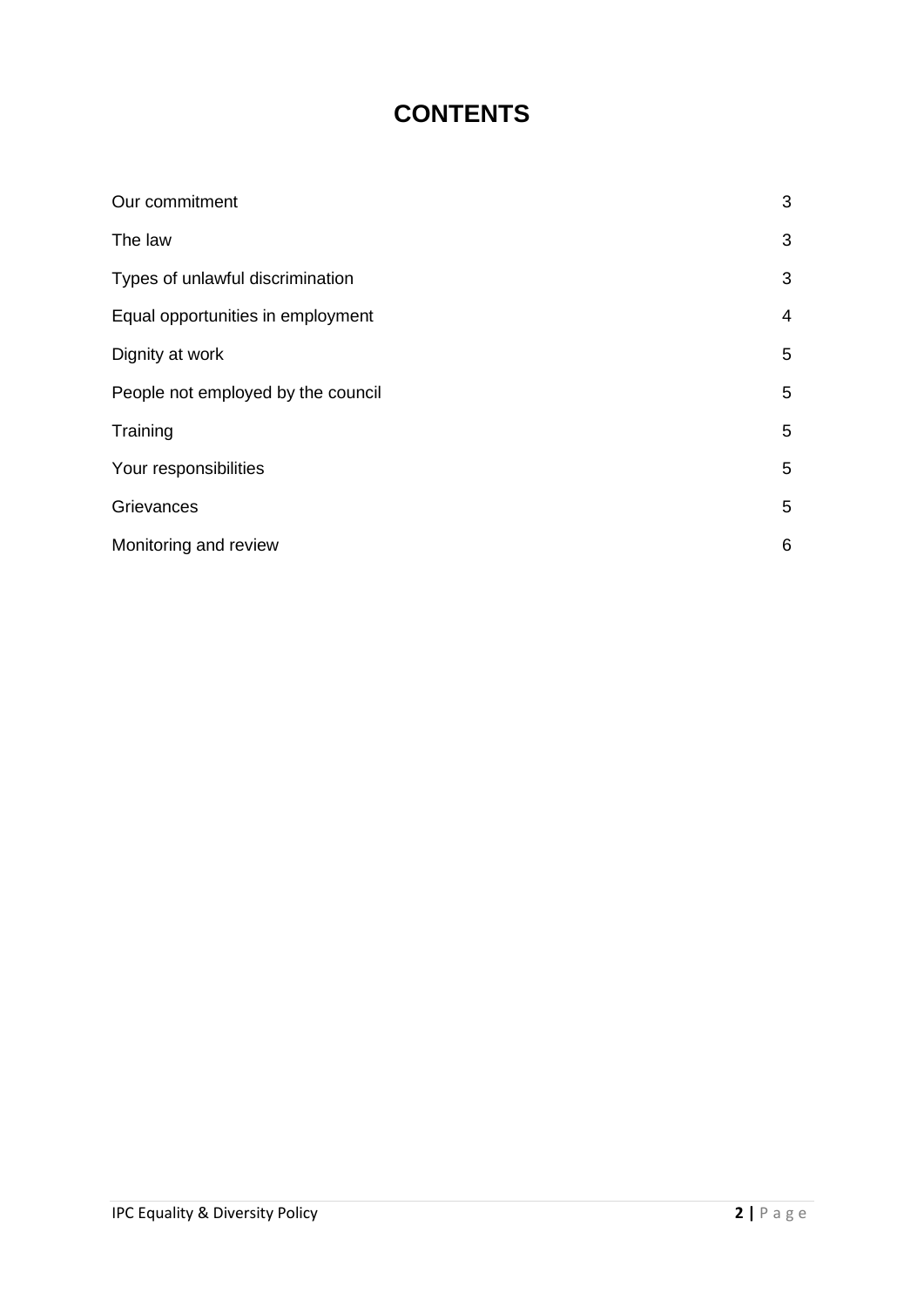# CONTENTS

| | |
|---|---|
| Our commitment | 3 |
| The law | 3 |
| Types of unlawful discrimination | 3 |
| Equal opportunities in employment | 4 |
| Dignity at work | 5 |
| People not employed by the council | 5 |
| Training | 5 |
| Your responsibilities | 5 |
| Grievances | 5 |
| Monitoring and review | 6 |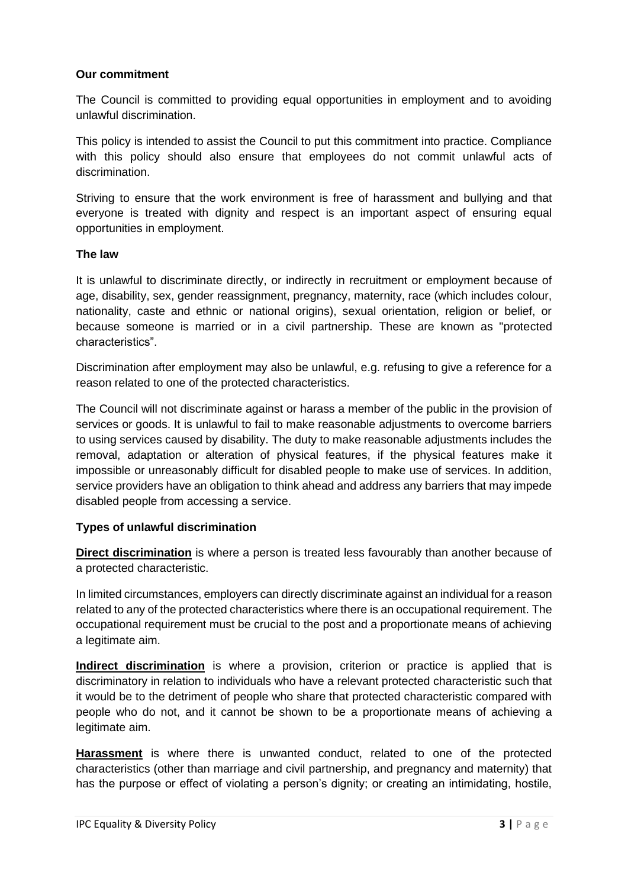**Our commitment**

The Council is committed to providing equal opportunities in employment and to avoiding unlawful discrimination.

This policy is intended to assist the Council to put this commitment into practice. Compliance with this policy should also ensure that employees do not commit unlawful acts of discrimination.

Striving to ensure that the work environment is free of harassment and bullying and that everyone is treated with dignity and respect is an important aspect of ensuring equal opportunities in employment.

**The law**

It is unlawful to discriminate directly, or indirectly in recruitment or employment because of age, disability, sex, gender reassignment, pregnancy, maternity, race (which includes colour, nationality, caste and ethnic or national origins), sexual orientation, religion or belief, or because someone is married or in a civil partnership. These are known as "protected characteristics".

Discrimination after employment may also be unlawful, e.g. refusing to give a reference for a reason related to one of the protected characteristics.

The Council will not discriminate against or harass a member of the public in the provision of services or goods. It is unlawful to fail to make reasonable adjustments to overcome barriers to using services caused by disability. The duty to make reasonable adjustments includes the removal, adaptation or alteration of physical features, if the physical features make it impossible or unreasonably difficult for disabled people to make use of services. In addition, service providers have an obligation to think ahead and address any barriers that may impede disabled people from accessing a service.

**Types of unlawful discrimination**

**Direct discrimination** is where a person is treated less favourably than another because of a protected characteristic.

In limited circumstances, employers can directly discriminate against an individual for a reason related to any of the protected characteristics where there is an occupational requirement. The occupational requirement must be crucial to the post and a proportionate means of achieving a legitimate aim.

**Indirect discrimination** is where a provision, criterion or practice is applied that is discriminatory in relation to individuals who have a relevant protected characteristic such that it would be to the detriment of people who share that protected characteristic compared with people who do not, and it cannot be shown to be a proportionate means of achieving a legitimate aim.

**Harassment** is where there is unwanted conduct, related to one of the protected characteristics (other than marriage and civil partnership, and pregnancy and maternity) that has the purpose or effect of violating a person's dignity; or creating an intimidating, hostile,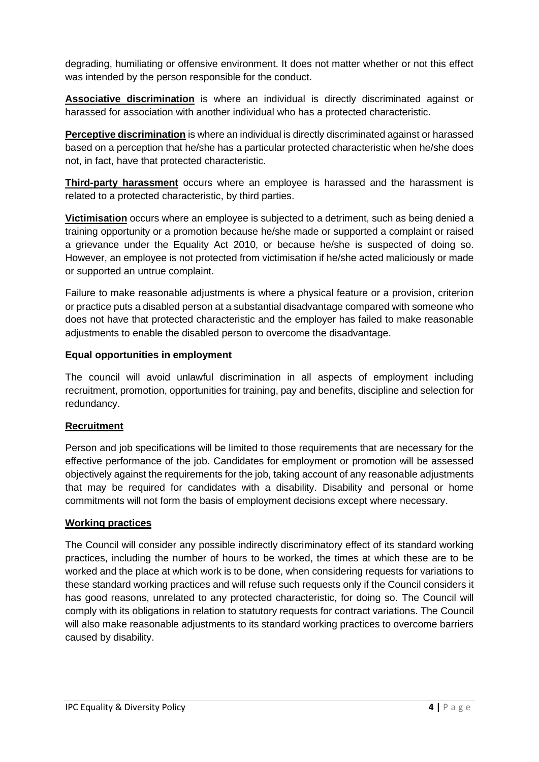degrading, humiliating or offensive environment. It does not matter whether or not this effect was intended by the person responsible for the conduct.

**Associative discrimination** is where an individual is directly discriminated against or harassed for association with another individual who has a protected characteristic.

**Perceptive discrimination** is where an individual is directly discriminated against or harassed based on a perception that he/she has a particular protected characteristic when he/she does not, in fact, have that protected characteristic.

**Third-party harassment** occurs where an employee is harassed and the harassment is related to a protected characteristic, by third parties.

**Victimisation** occurs where an employee is subjected to a detriment, such as being denied a training opportunity or a promotion because he/she made or supported a complaint or raised a grievance under the Equality Act 2010, or because he/she is suspected of doing so. However, an employee is not protected from victimisation if he/she acted maliciously or made or supported an untrue complaint.

Failure to make reasonable adjustments is where a physical feature or a provision, criterion or practice puts a disabled person at a substantial disadvantage compared with someone who does not have that protected characteristic and the employer has failed to make reasonable adjustments to enable the disabled person to overcome the disadvantage.

**Equal opportunities in employment**

The council will avoid unlawful discrimination in all aspects of employment including recruitment, promotion, opportunities for training, pay and benefits, discipline and selection for redundancy.

**Recruitment**

Person and job specifications will be limited to those requirements that are necessary for the effective performance of the job. Candidates for employment or promotion will be assessed objectively against the requirements for the job, taking account of any reasonable adjustments that may be required for candidates with a disability. Disability and personal or home commitments will not form the basis of employment decisions except where necessary.

**Working practices**

The Council will consider any possible indirectly discriminatory effect of its standard working practices, including the number of hours to be worked, the times at which these are to be worked and the place at which work is to be done, when considering requests for variations to these standard working practices and will refuse such requests only if the Council considers it has good reasons, unrelated to any protected characteristic, for doing so. The Council will comply with its obligations in relation to statutory requests for contract variations. The Council will also make reasonable adjustments to its standard working practices to overcome barriers caused by disability.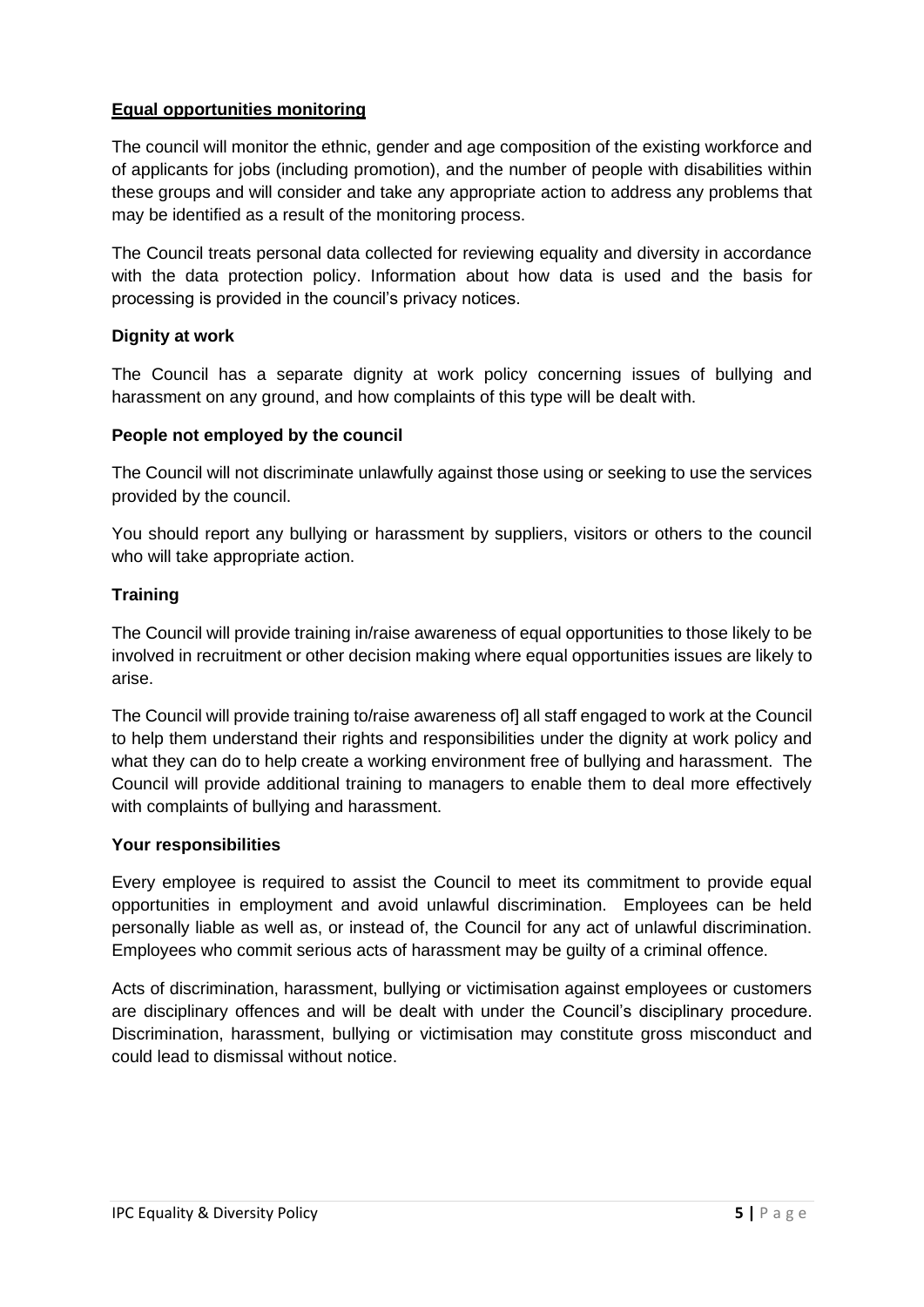**Equal opportunities monitoring**

The council will monitor the ethnic, gender and age composition of the existing workforce and of applicants for jobs (including promotion), and the number of people with disabilities within these groups and will consider and take any appropriate action to address any problems that may be identified as a result of the monitoring process.

The Council treats personal data collected for reviewing equality and diversity in accordance with the data protection policy. Information about how data is used and the basis for processing is provided in the council's privacy notices.

**Dignity at work**

The Council has a separate dignity at work policy concerning issues of bullying and harassment on any ground, and how complaints of this type will be dealt with.

**People not employed by the council**

The Council will not discriminate unlawfully against those using or seeking to use the services provided by the council.

You should report any bullying or harassment by suppliers, visitors or others to the council who will take appropriate action.

**Training**

The Council will provide training in/raise awareness of equal opportunities to those likely to be involved in recruitment or other decision making where equal opportunities issues are likely to arise.

The Council will provide training to/raise awareness of] all staff engaged to work at the Council to help them understand their rights and responsibilities under the dignity at work policy and what they can do to help create a working environment free of bullying and harassment. The Council will provide additional training to managers to enable them to deal more effectively with complaints of bullying and harassment.

**Your responsibilities**

Every employee is required to assist the Council to meet its commitment to provide equal opportunities in employment and avoid unlawful discrimination. Employees can be held personally liable as well as, or instead of, the Council for any act of unlawful discrimination. Employees who commit serious acts of harassment may be guilty of a criminal offence.

Acts of discrimination, harassment, bullying or victimisation against employees or customers are disciplinary offences and will be dealt with under the Council's disciplinary procedure. Discrimination, harassment, bullying or victimisation may constitute gross misconduct and could lead to dismissal without notice.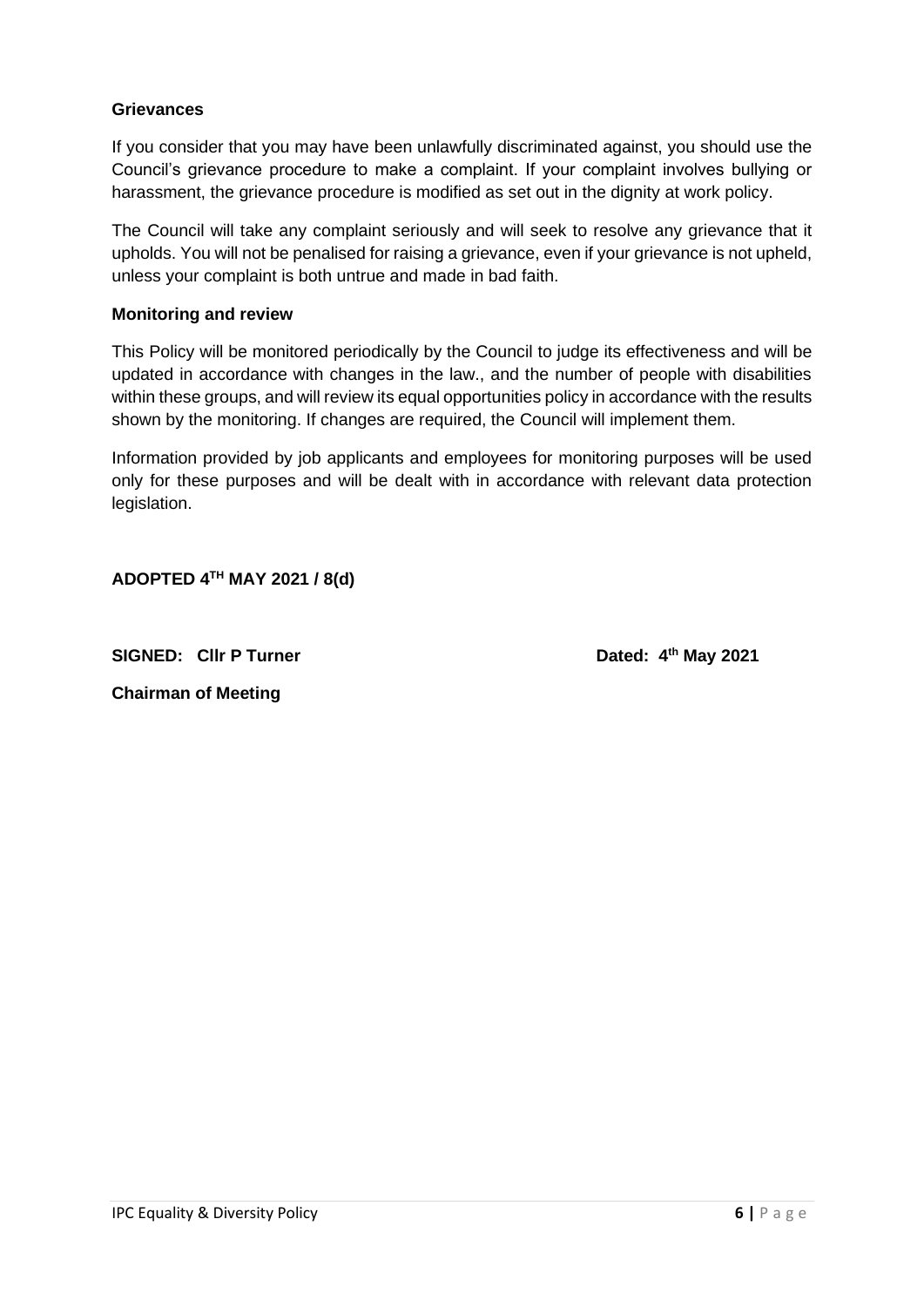**Grievances**

If you consider that you may have been unlawfully discriminated against, you should use the Council's grievance procedure to make a complaint. If your complaint involves bullying or harassment, the grievance procedure is modified as set out in the dignity at work policy.

The Council will take any complaint seriously and will seek to resolve any grievance that it upholds. You will not be penalised for raising a grievance, even if your grievance is not upheld, unless your complaint is both untrue and made in bad faith.

**Monitoring and review**

This Policy will be monitored periodically by the Council to judge its effectiveness and will be updated in accordance with changes in the law., and the number of people with disabilities within these groups, and will review its equal opportunities policy in accordance with the results shown by the monitoring. If changes are required, the Council will implement them.

Information provided by job applicants and employees for monitoring purposes will be used only for these purposes and will be dealt with in accordance with relevant data protection legislation.

**ADOPTED 4TH MAY 2021 / 8(d)**

**SIGNED: Cllr P Turner** **Dated: 4th May 2021**

**Chairman of Meeting**